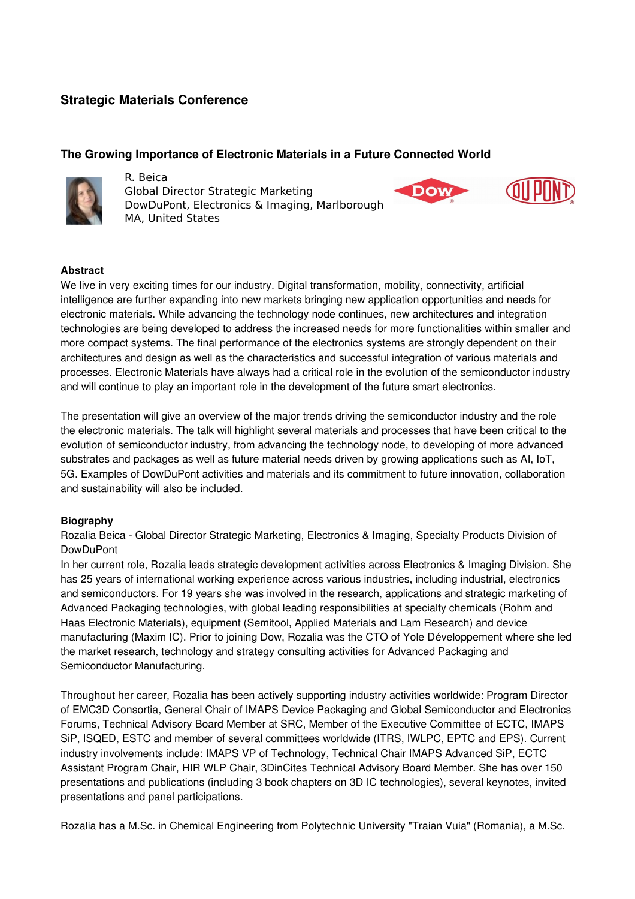## Strategic Materials Conference

### The Growing Importance of Electronic Materials in a Future Connected World

R. Beica
Global Director Strategic Marketing
DowDuPont, Electronics & Imaging, Marlborough MA, United States

**Abstract**

We live in very exciting times for our industry. Digital transformation, mobility, connectivity, artificial intelligence are further expanding into new markets bringing new application opportunities and needs for electronic materials. While advancing the technology node continues, new architectures and integration technologies are being developed to address the increased needs for more functionalities within smaller and more compact systems. The final performance of the electronics systems are strongly dependent on their architectures and design as well as the characteristics and successful integration of various materials and processes. Electronic Materials have always had a critical role in the evolution of the semiconductor industry and will continue to play an important role in the development of the future smart electronics.

The presentation will give an overview of the major trends driving the semiconductor industry and the role the electronic materials. The talk will highlight several materials and processes that have been critical to the evolution of semiconductor industry, from advancing the technology node, to developing of more advanced substrates and packages as well as future material needs driven by growing applications such as AI, IoT, 5G. Examples of DowDuPont activities and materials and its commitment to future innovation, collaboration and sustainability will also be included.

**Biography**

Rozalia Beica - Global Director Strategic Marketing, Electronics & Imaging, Specialty Products Division of DowDuPont

In her current role, Rozalia leads strategic development activities across Electronics & Imaging Division. She has 25 years of international working experience across various industries, including industrial, electronics and semiconductors. For 19 years she was involved in the research, applications and strategic marketing of Advanced Packaging technologies, with global leading responsibilities at specialty chemicals (Rohm and Haas Electronic Materials), equipment (Semitool, Applied Materials and Lam Research) and device manufacturing (Maxim IC). Prior to joining Dow, Rozalia was the CTO of Yole Développement where she led the market research, technology and strategy consulting activities for Advanced Packaging and Semiconductor Manufacturing.

Throughout her career, Rozalia has been actively supporting industry activities worldwide: Program Director of EMC3D Consortia, General Chair of IMAPS Device Packaging and Global Semiconductor and Electronics Forums, Technical Advisory Board Member at SRC, Member of the Executive Committee of ECTC, IMAPS SiP, ISQED, ESTC and member of several committees worldwide (ITRS, IWLPC, EPTC and EPS). Current industry involvements include: IMAPS VP of Technology, Technical Chair IMAPS Advanced SiP, ECTC Assistant Program Chair, HIR WLP Chair, 3DinCites Technical Advisory Board Member. She has over 150 presentations and publications (including 3 book chapters on 3D IC technologies), several keynotes, invited presentations and panel participations.

Rozalia has a M.Sc. in Chemical Engineering from Polytechnic University "Traian Vuia" (Romania), a M.Sc.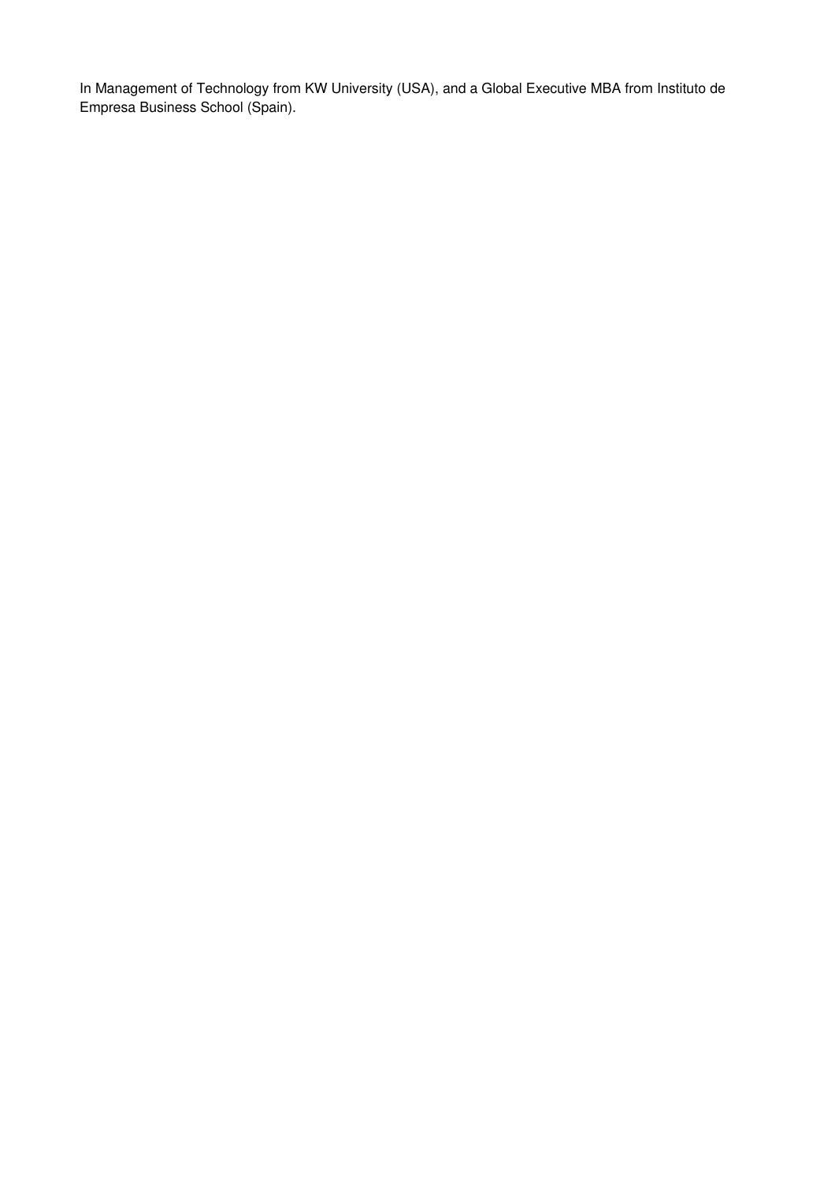In Management of Technology from KW University (USA), and a Global Executive MBA from Instituto de Empresa Business School (Spain).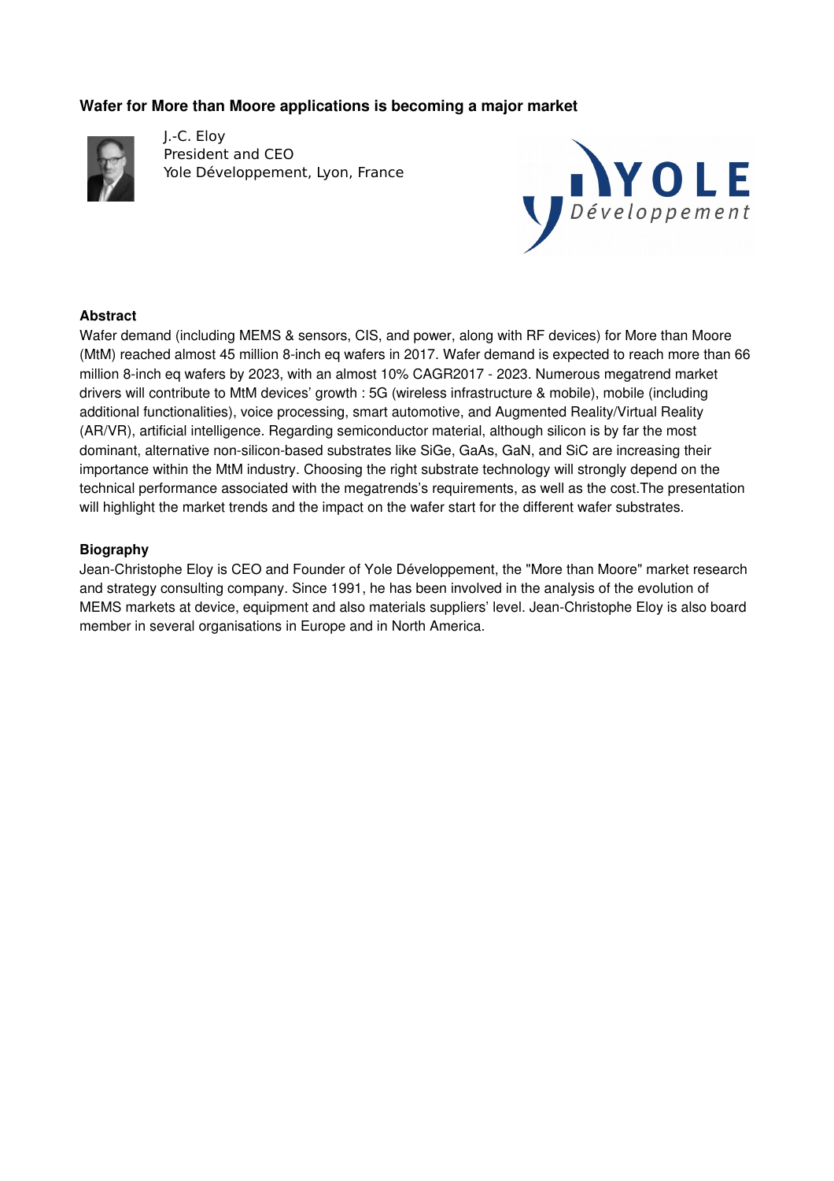## Wafer for More than Moore applications is becoming a major market

J.-C. Eloy
President and CEO
Yole Développement, Lyon, France

### Abstract

Wafer demand (including MEMS & sensors, CIS, and power, along with RF devices) for More than Moore (MtM) reached almost 45 million 8-inch eq wafers in 2017. Wafer demand is expected to reach more than 66 million 8-inch eq wafers by 2023, with an almost 10% CAGR2017 - 2023. Numerous megatrend market drivers will contribute to MtM devices' growth : 5G (wireless infrastructure & mobile), mobile (including additional functionalities), voice processing, smart automotive, and Augmented Reality/Virtual Reality (AR/VR), artificial intelligence. Regarding semiconductor material, although silicon is by far the most dominant, alternative non-silicon-based substrates like SiGe, GaAs, GaN, and SiC are increasing their importance within the MtM industry. Choosing the right substrate technology will strongly depend on the technical performance associated with the megatrends's requirements, as well as the cost.The presentation will highlight the market trends and the impact on the wafer start for the different wafer substrates.

### Biography

Jean-Christophe Eloy is CEO and Founder of Yole Développement, the "More than Moore" market research and strategy consulting company. Since 1991, he has been involved in the analysis of the evolution of MEMS markets at device, equipment and also materials suppliers' level. Jean-Christophe Eloy is also board member in several organisations in Europe and in North America.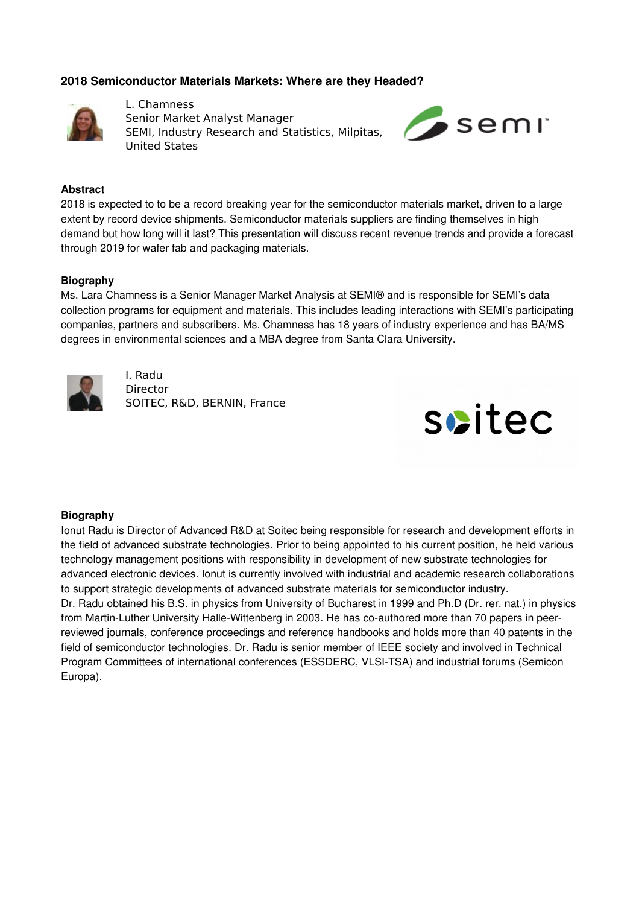### 2018 Semiconductor Materials Markets: Where are they Headed?

L. Chamness
Senior Market Analyst Manager
SEMI, Industry Research and Statistics, Milpitas, United States

**Abstract**

2018 is expected to to be a record breaking year for the semiconductor materials market, driven to a large extent by record device shipments. Semiconductor materials suppliers are finding themselves in high demand but how long will it last? This presentation will discuss recent revenue trends and provide a forecast through 2019 for wafer fab and packaging materials.

**Biography**

Ms. Lara Chamness is a Senior Manager Market Analysis at SEMI® and is responsible for SEMI's data collection programs for equipment and materials. This includes leading interactions with SEMI's participating companies, partners and subscribers. Ms. Chamness has 18 years of industry experience and has BA/MS degrees in environmental sciences and a MBA degree from Santa Clara University.

I. Radu
Director
SOITEC, R&D, BERNIN, France

**Biography**

Ionut Radu is Director of Advanced R&D at Soitec being responsible for research and development efforts in the field of advanced substrate technologies. Prior to being appointed to his current position, he held various technology management positions with responsibility in development of new substrate technologies for advanced electronic devices. Ionut is currently involved with industrial and academic research collaborations to support strategic developments of advanced substrate materials for semiconductor industry.
Dr. Radu obtained his B.S. in physics from University of Bucharest in 1999 and Ph.D (Dr. rer. nat.) in physics from Martin-Luther University Halle-Wittenberg in 2003. He has co-authored more than 70 papers in peer-reviewed journals, conference proceedings and reference handbooks and holds more than 40 patents in the field of semiconductor technologies. Dr. Radu is senior member of IEEE society and involved in Technical Program Committees of international conferences (ESSDERC, VLSI-TSA) and industrial forums (Semicon Europa).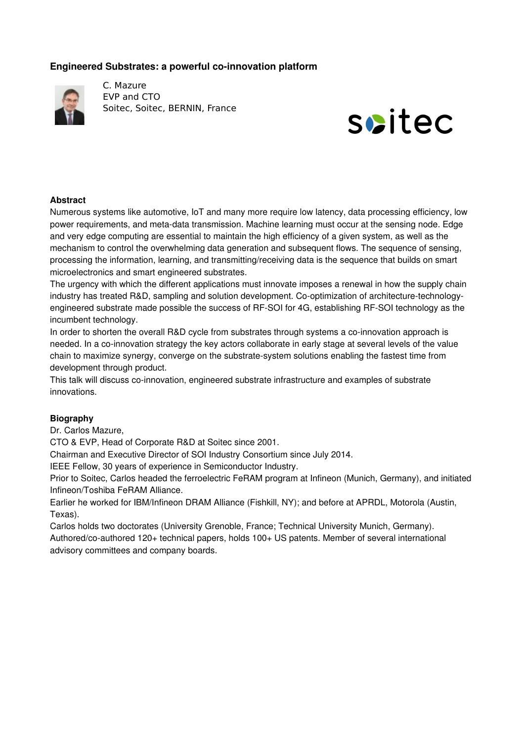## Engineered Substrates: a powerful co-innovation platform

C. Mazure
EVP and CTO
Soitec, Soitec, BERNIN, France

### Abstract

Numerous systems like automotive, IoT and many more require low latency, data processing efficiency, low power requirements, and meta-data transmission. Machine learning must occur at the sensing node. Edge and very edge computing are essential to maintain the high efficiency of a given system, as well as the mechanism to control the overwhelming data generation and subsequent flows. The sequence of sensing, processing the information, learning, and transmitting/receiving data is the sequence that builds on smart microelectronics and smart engineered substrates.

The urgency with which the different applications must innovate imposes a renewal in how the supply chain industry has treated R&D, sampling and solution development. Co-optimization of architecture-technology-engineered substrate made possible the success of RF-SOI for 4G, establishing RF-SOI technology as the incumbent technology.

In order to shorten the overall R&D cycle from substrates through systems a co-innovation approach is needed. In a co-innovation strategy the key actors collaborate in early stage at several levels of the value chain to maximize synergy, converge on the substrate-system solutions enabling the fastest time from development through product.

This talk will discuss co-innovation, engineered substrate infrastructure and examples of substrate innovations.

### Biography

Dr. Carlos Mazure,

CTO & EVP, Head of Corporate R&D at Soitec since 2001.

Chairman and Executive Director of SOI Industry Consortium since July 2014.

IEEE Fellow, 30 years of experience in Semiconductor Industry.

Prior to Soitec, Carlos headed the ferroelectric FeRAM program at Infineon (Munich, Germany), and initiated Infineon/Toshiba FeRAM Alliance.

Earlier he worked for IBM/Infineon DRAM Alliance (Fishkill, NY); and before at APRDL, Motorola (Austin, Texas).

Carlos holds two doctorates (University Grenoble, France; Technical University Munich, Germany).

Authored/co-authored 120+ technical papers, holds 100+ US patents. Member of several international advisory committees and company boards.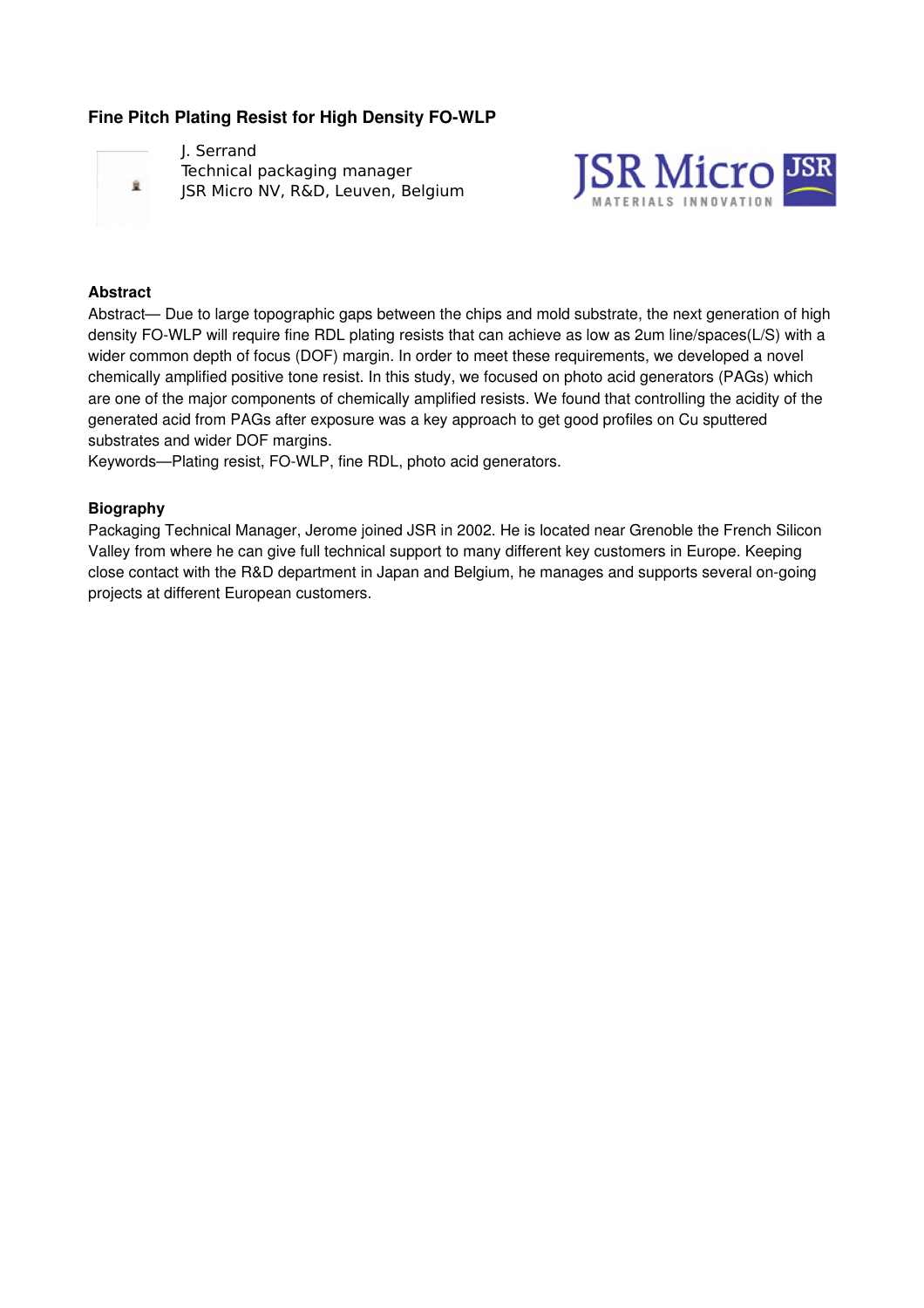# Fine Pitch Plating Resist for High Density FO-WLP

J. Serrand
Technical packaging manager
JSR Micro NV, R&D, Leuven, Belgium

## Abstract

Abstract— Due to large topographic gaps between the chips and mold substrate, the next generation of high density FO-WLP will require fine RDL plating resists that can achieve as low as 2um line/spaces(L/S) with a wider common depth of focus (DOF) margin. In order to meet these requirements, we developed a novel chemically amplified positive tone resist. In this study, we focused on photo acid generators (PAGs) which are one of the major components of chemically amplified resists. We found that controlling the acidity of the generated acid from PAGs after exposure was a key approach to get good profiles on Cu sputtered substrates and wider DOF margins.

Keywords—Plating resist, FO-WLP, fine RDL, photo acid generators.

## Biography

Packaging Technical Manager, Jerome joined JSR in 2002. He is located near Grenoble the French Silicon Valley from where he can give full technical support to many different key customers in Europe. Keeping close contact with the R&D department in Japan and Belgium, he manages and supports several on-going projects at different European customers.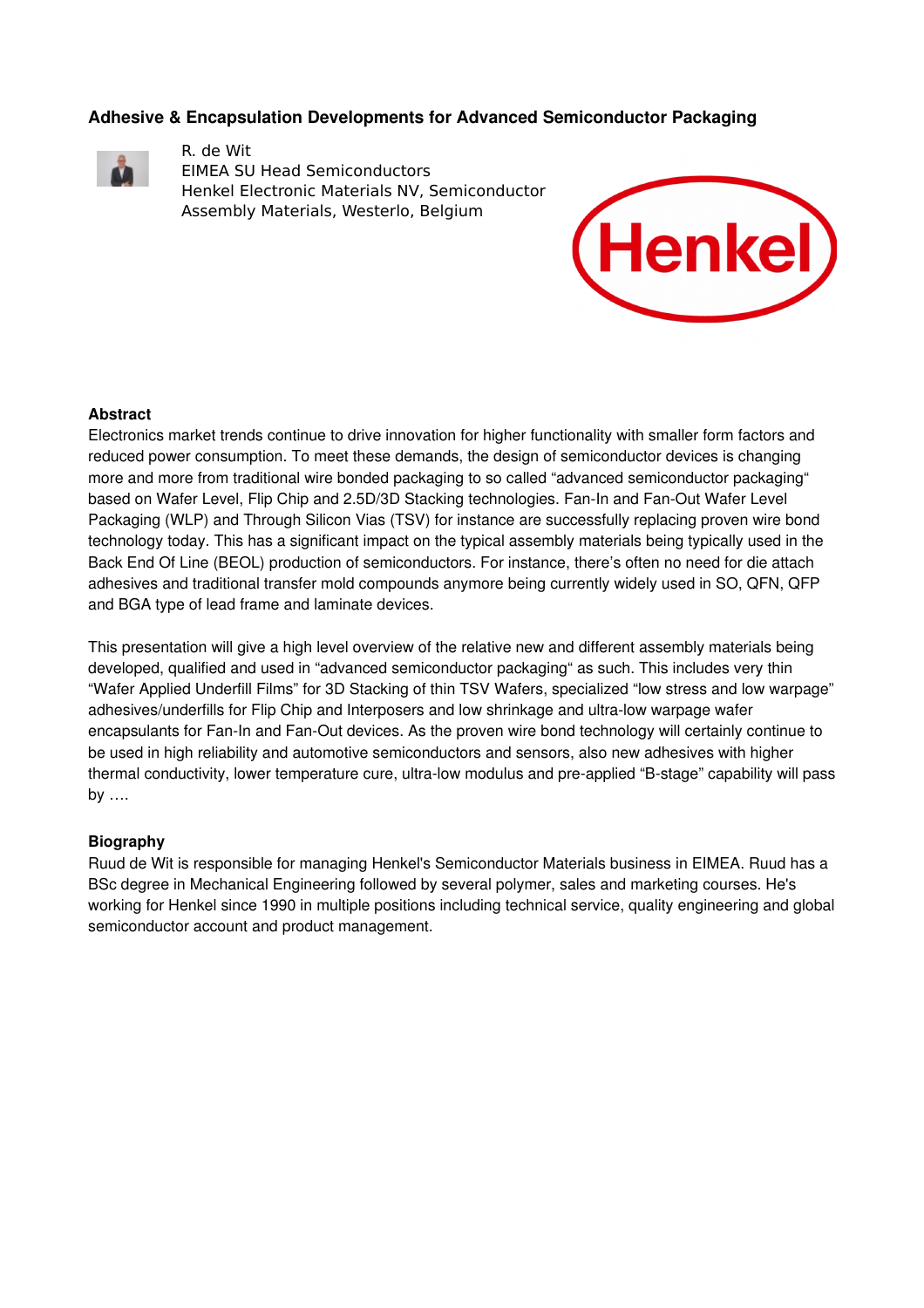## Adhesive & Encapsulation Developments for Advanced Semiconductor Packaging

R. de Wit
EIMEA SU Head Semiconductors
Henkel Electronic Materials NV, Semiconductor Assembly Materials, Westerlo, Belgium

### Abstract

Electronics market trends continue to drive innovation for higher functionality with smaller form factors and reduced power consumption. To meet these demands, the design of semiconductor devices is changing more and more from traditional wire bonded packaging to so called "advanced semiconductor packaging" based on Wafer Level, Flip Chip and 2.5D/3D Stacking technologies. Fan-In and Fan-Out Wafer Level Packaging (WLP) and Through Silicon Vias (TSV) for instance are successfully replacing proven wire bond technology today. This has a significant impact on the typical assembly materials being typically used in the Back End Of Line (BEOL) production of semiconductors. For instance, there's often no need for die attach adhesives and traditional transfer mold compounds anymore being currently widely used in SO, QFN, QFP and BGA type of lead frame and laminate devices.

This presentation will give a high level overview of the relative new and different assembly materials being developed, qualified and used in "advanced semiconductor packaging" as such. This includes very thin "Wafer Applied Underfill Films" for 3D Stacking of thin TSV Wafers, specialized "low stress and low warpage" adhesives/underfills for Flip Chip and Interposers and low shrinkage and ultra-low warpage wafer encapsulants for Fan-In and Fan-Out devices. As the proven wire bond technology will certainly continue to be used in high reliability and automotive semiconductors and sensors, also new adhesives with higher thermal conductivity, lower temperature cure, ultra-low modulus and pre-applied "B-stage" capability will pass by ….

### Biography

Ruud de Wit is responsible for managing Henkel's Semiconductor Materials business in EIMEA. Ruud has a BSc degree in Mechanical Engineering followed by several polymer, sales and marketing courses. He's working for Henkel since 1990 in multiple positions including technical service, quality engineering and global semiconductor account and product management.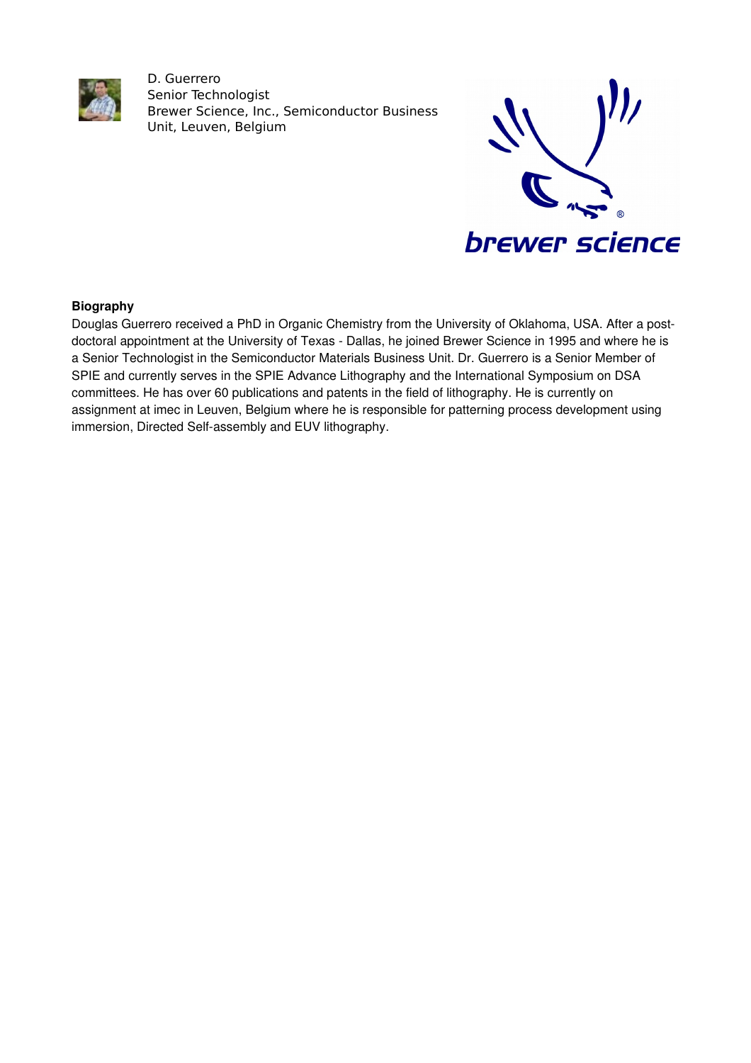D. Guerrero
Senior Technologist
Brewer Science, Inc., Semiconductor Business Unit, Leuven, Belgium

brewer science

**Biography**

Douglas Guerrero received a PhD in Organic Chemistry from the University of Oklahoma, USA. After a post-doctoral appointment at the University of Texas - Dallas, he joined Brewer Science in 1995 and where he is a Senior Technologist in the Semiconductor Materials Business Unit. Dr. Guerrero is a Senior Member of SPIE and currently serves in the SPIE Advance Lithography and the International Symposium on DSA committees. He has over 60 publications and patents in the field of lithography. He is currently on assignment at imec in Leuven, Belgium where he is responsible for patterning process development using immersion, Directed Self-assembly and EUV lithography.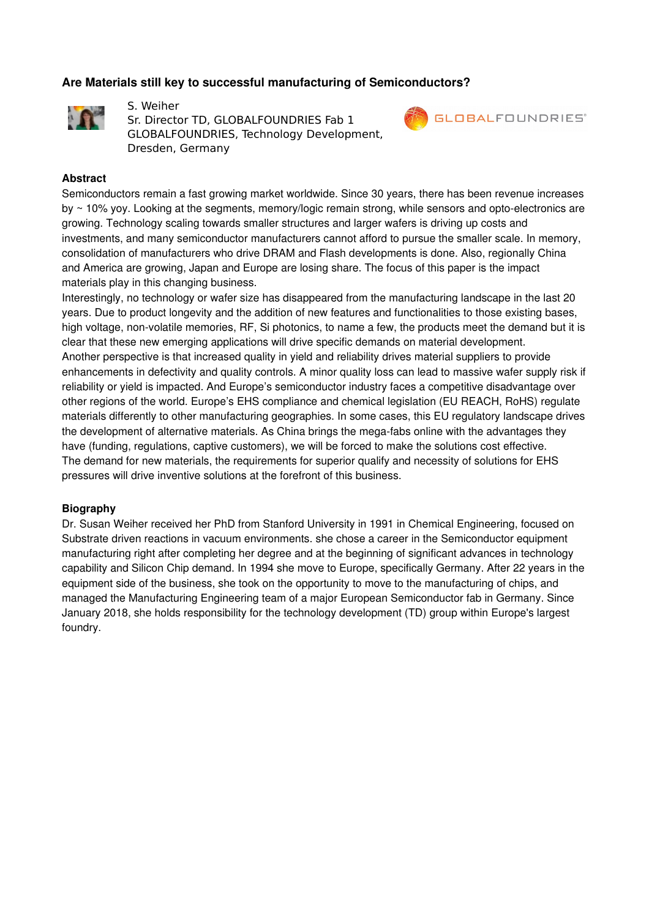## Are Materials still key to successful manufacturing of Semiconductors?

S. Weiher
Sr. Director TD, GLOBALFOUNDRIES Fab 1
GLOBALFOUNDRIES, Technology Development,
Dresden, Germany

### Abstract

Semiconductors remain a fast growing market worldwide. Since 30 years, there has been revenue increases by ~ 10% yoy. Looking at the segments, memory/logic remain strong, while sensors and opto-electronics are growing. Technology scaling towards smaller structures and larger wafers is driving up costs and investments, and many semiconductor manufacturers cannot afford to pursue the smaller scale. In memory, consolidation of manufacturers who drive DRAM and Flash developments is done. Also, regionally China and America are growing, Japan and Europe are losing share. The focus of this paper is the impact materials play in this changing business.

Interestingly, no technology or wafer size has disappeared from the manufacturing landscape in the last 20 years. Due to product longevity and the addition of new features and functionalities to those existing bases, high voltage, non-volatile memories, RF, Si photonics, to name a few, the products meet the demand but it is clear that these new emerging applications will drive specific demands on material development.

Another perspective is that increased quality in yield and reliability drives material suppliers to provide enhancements in defectivity and quality controls. A minor quality loss can lead to massive wafer supply risk if reliability or yield is impacted. And Europe's semiconductor industry faces a competitive disadvantage over other regions of the world. Europe's EHS compliance and chemical legislation (EU REACH, RoHS) regulate materials differently to other manufacturing geographies. In some cases, this EU regulatory landscape drives the development of alternative materials. As China brings the mega-fabs online with the advantages they have (funding, regulations, captive customers), we will be forced to make the solutions cost effective.

The demand for new materials, the requirements for superior qualify and necessity of solutions for EHS pressures will drive inventive solutions at the forefront of this business.

### Biography

Dr. Susan Weiher received her PhD from Stanford University in 1991 in Chemical Engineering, focused on Substrate driven reactions in vacuum environments. she chose a career in the Semiconductor equipment manufacturing right after completing her degree and at the beginning of significant advances in technology capability and Silicon Chip demand. In 1994 she move to Europe, specifically Germany. After 22 years in the equipment side of the business, she took on the opportunity to move to the manufacturing of chips, and managed the Manufacturing Engineering team of a major European Semiconductor fab in Germany. Since January 2018, she holds responsibility for the technology development (TD) group within Europe's largest foundry.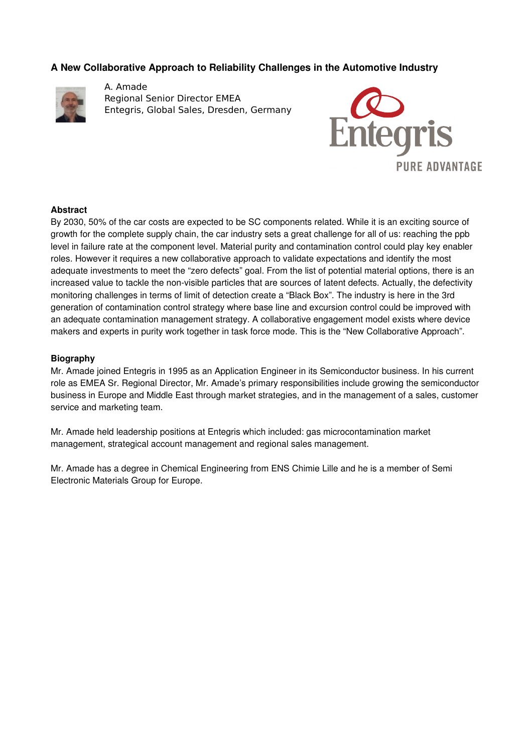### A New Collaborative Approach to Reliability Challenges in the Automotive Industry

A. Amade
Regional Senior Director EMEA
Entegris, Global Sales, Dresden, Germany

#### Abstract

By 2030, 50% of the car costs are expected to be SC components related. While it is an exciting source of growth for the complete supply chain, the car industry sets a great challenge for all of us: reaching the ppb level in failure rate at the component level. Material purity and contamination control could play key enabler roles. However it requires a new collaborative approach to validate expectations and identify the most adequate investments to meet the "zero defects" goal. From the list of potential material options, there is an increased value to tackle the non-visible particles that are sources of latent defects. Actually, the defectivity monitoring challenges in terms of limit of detection create a "Black Box". The industry is here in the 3rd generation of contamination control strategy where base line and excursion control could be improved with an adequate contamination management strategy. A collaborative engagement model exists where device makers and experts in purity work together in task force mode. This is the "New Collaborative Approach".

#### Biography

Mr. Amade joined Entegris in 1995 as an Application Engineer in its Semiconductor business. In his current role as EMEA Sr. Regional Director, Mr. Amade's primary responsibilities include growing the semiconductor business in Europe and Middle East through market strategies, and in the management of a sales, customer service and marketing team.

Mr. Amade held leadership positions at Entegris which included: gas microcontamination market management, strategical account management and regional sales management.

Mr. Amade has a degree in Chemical Engineering from ENS Chimie Lille and he is a member of Semi Electronic Materials Group for Europe.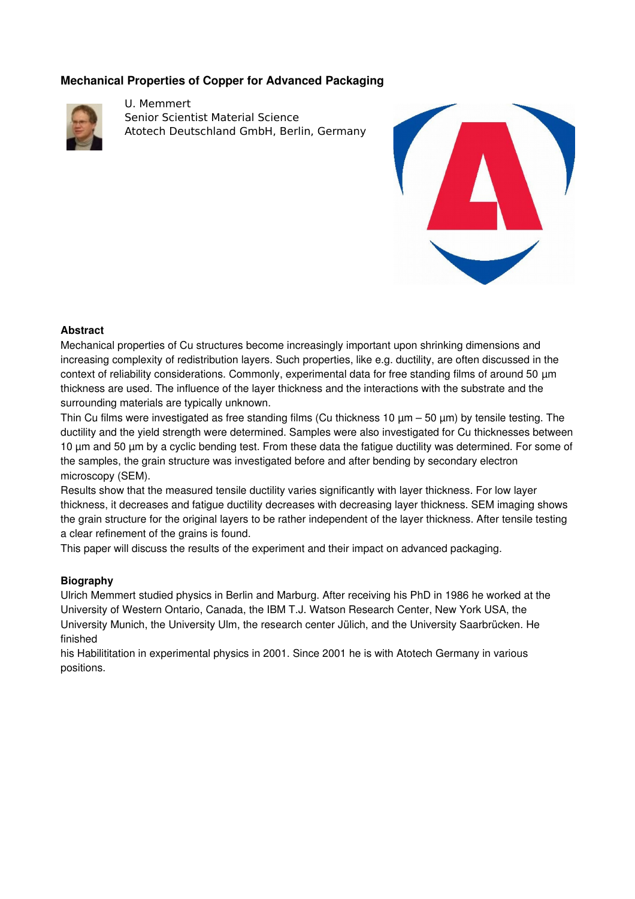### Mechanical Properties of Copper for Advanced Packaging

U. Memmert
Senior Scientist Material Science
Atotech Deutschland GmbH, Berlin, Germany

**Abstract**

Mechanical properties of Cu structures become increasingly important upon shrinking dimensions and increasing complexity of redistribution layers. Such properties, like e.g. ductility, are often discussed in the context of reliability considerations. Commonly, experimental data for free standing films of around 50 µm thickness are used. The influence of the layer thickness and the interactions with the substrate and the surrounding materials are typically unknown.

Thin Cu films were investigated as free standing films (Cu thickness 10 µm – 50 µm) by tensile testing. The ductility and the yield strength were determined. Samples were also investigated for Cu thicknesses between 10 µm and 50 µm by a cyclic bending test. From these data the fatigue ductility was determined. For some of the samples, the grain structure was investigated before and after bending by secondary electron microscopy (SEM).

Results show that the measured tensile ductility varies significantly with layer thickness. For low layer thickness, it decreases and fatigue ductility decreases with decreasing layer thickness. SEM imaging shows the grain structure for the original layers to be rather independent of the layer thickness. After tensile testing a clear refinement of the grains is found.

This paper will discuss the results of the experiment and their impact on advanced packaging.

**Biography**

Ulrich Memmert studied physics in Berlin and Marburg. After receiving his PhD in 1986 he worked at the University of Western Ontario, Canada, the IBM T.J. Watson Research Center, New York USA, the University Munich, the University Ulm, the research center Jülich, and the University Saarbrücken. He finished
his Habilititation in experimental physics in 2001. Since 2001 he is with Atotech Germany in various positions.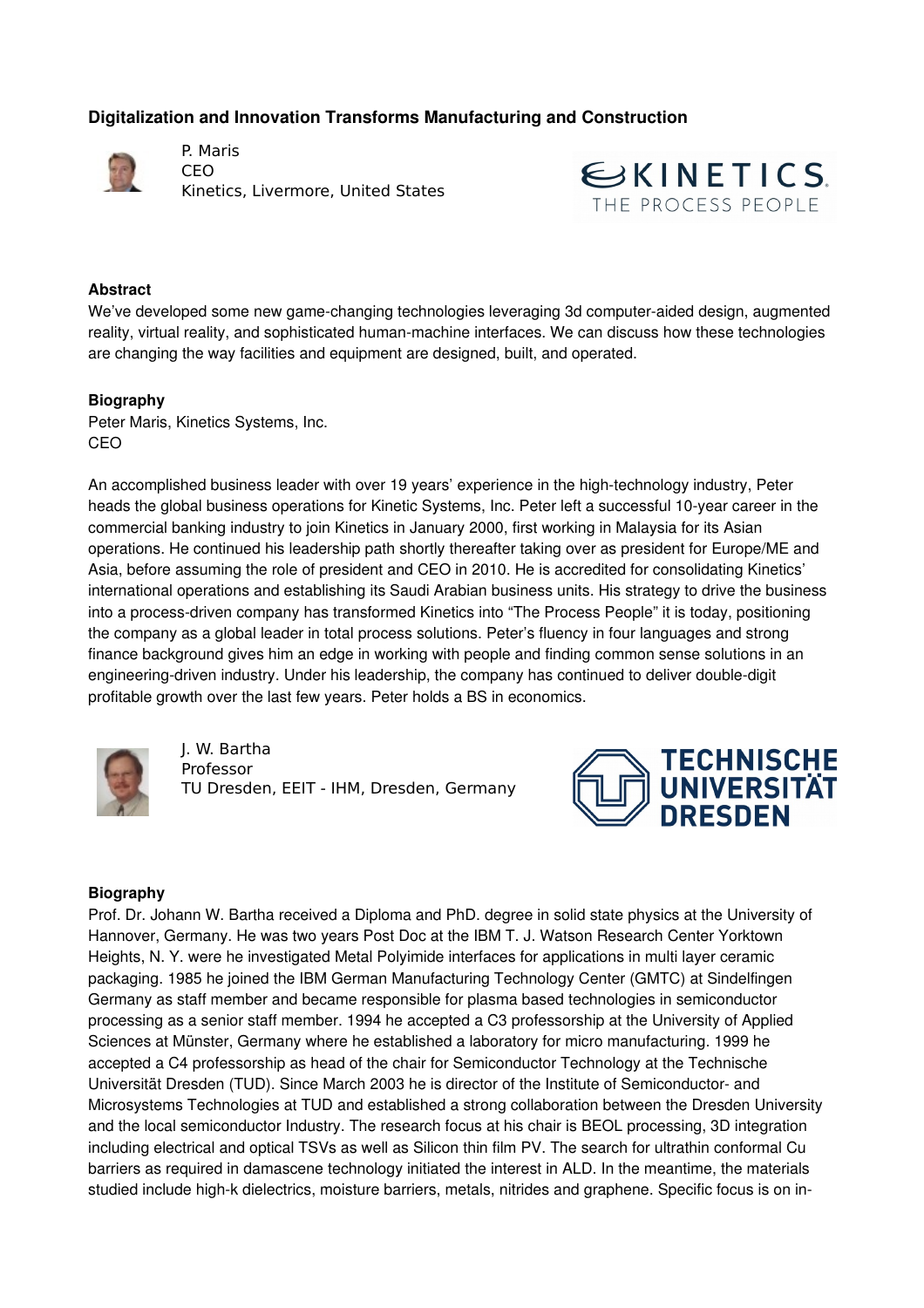### Digitalization and Innovation Transforms Manufacturing and Construction

P. Maris
CEO
Kinetics, Livermore, United States

**Abstract**

We've developed some new game-changing technologies leveraging 3d computer-aided design, augmented reality, virtual reality, and sophisticated human-machine interfaces. We can discuss how these technologies are changing the way facilities and equipment are designed, built, and operated.

**Biography**

Peter Maris, Kinetics Systems, Inc.
CEO

An accomplished business leader with over 19 years' experience in the high-technology industry, Peter heads the global business operations for Kinetic Systems, Inc. Peter left a successful 10-year career in the commercial banking industry to join Kinetics in January 2000, first working in Malaysia for its Asian operations. He continued his leadership path shortly thereafter taking over as president for Europe/ME and Asia, before assuming the role of president and CEO in 2010. He is accredited for consolidating Kinetics' international operations and establishing its Saudi Arabian business units. His strategy to drive the business into a process-driven company has transformed Kinetics into "The Process People" it is today, positioning the company as a global leader in total process solutions. Peter's fluency in four languages and strong finance background gives him an edge in working with people and finding common sense solutions in an engineering-driven industry. Under his leadership, the company has continued to deliver double-digit profitable growth over the last few years. Peter holds a BS in economics.

J. W. Bartha
Professor
TU Dresden, EEIT - IHM, Dresden, Germany

**Biography**

Prof. Dr. Johann W. Bartha received a Diploma and PhD. degree in solid state physics at the University of Hannover, Germany. He was two years Post Doc at the IBM T. J. Watson Research Center Yorktown Heights, N. Y. were he investigated Metal Polyimide interfaces for applications in multi layer ceramic packaging. 1985 he joined the IBM German Manufacturing Technology Center (GMTC) at Sindelfingen Germany as staff member and became responsible for plasma based technologies in semiconductor processing as a senior staff member. 1994 he accepted a C3 professorship at the University of Applied Sciences at Münster, Germany where he established a laboratory for micro manufacturing. 1999 he accepted a C4 professorship as head of the chair for Semiconductor Technology at the Technische Universität Dresden (TUD). Since March 2003 he is director of the Institute of Semiconductor- and Microsystems Technologies at TUD and established a strong collaboration between the Dresden University and the local semiconductor Industry. The research focus at his chair is BEOL processing, 3D integration including electrical and optical TSVs as well as Silicon thin film PV. The search for ultrathin conformal Cu barriers as required in damascene technology initiated the interest in ALD. In the meantime, the materials studied include high-k dielectrics, moisture barriers, metals, nitrides and graphene. Specific focus is on in-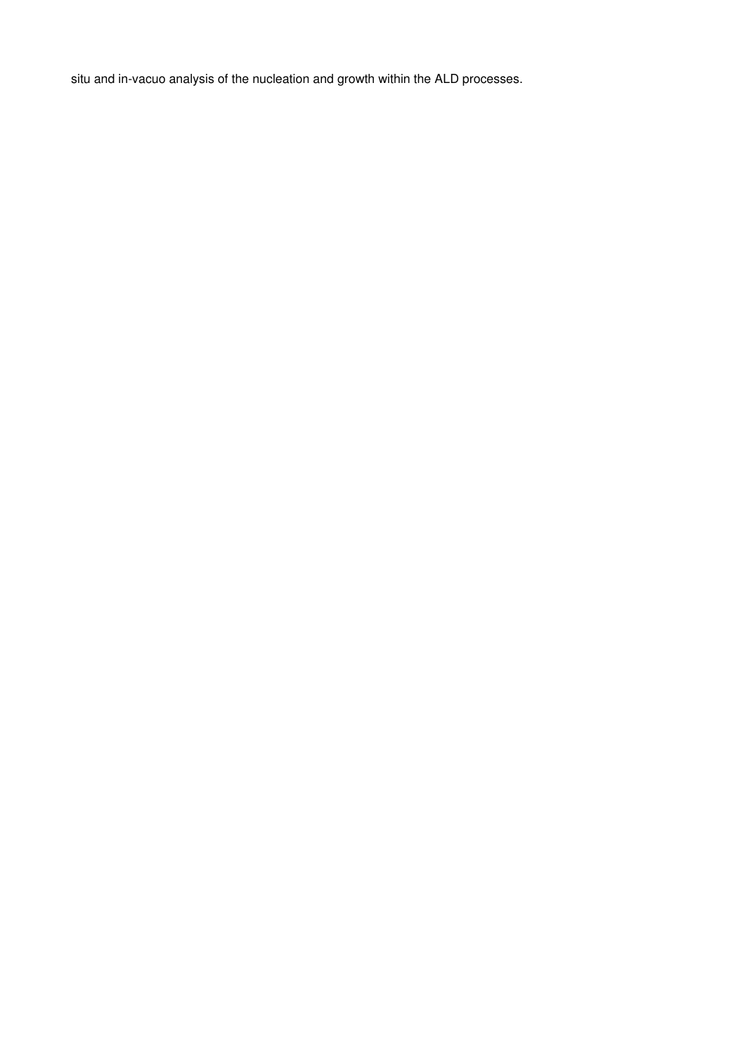situ and in-vacuo analysis of the nucleation and growth within the ALD processes.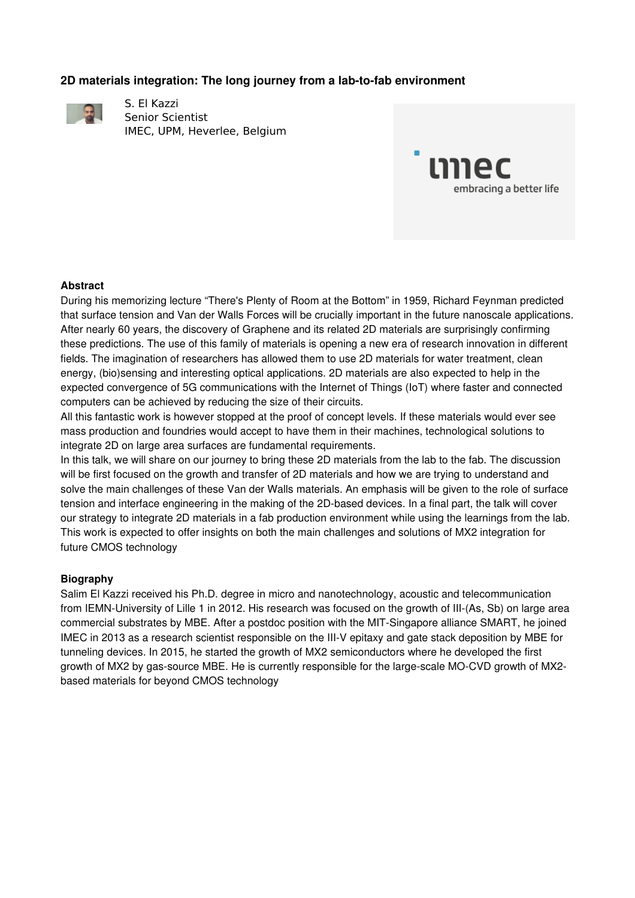## 2D materials integration: The long journey from a lab-to-fab environment

S. El Kazzi
Senior Scientist
IMEC, UPM, Heverlee, Belgium

### Abstract

During his memorizing lecture “There's Plenty of Room at the Bottom” in 1959, Richard Feynman predicted that surface tension and Van der Walls Forces will be crucially important in the future nanoscale applications. After nearly 60 years, the discovery of Graphene and its related 2D materials are surprisingly confirming these predictions. The use of this family of materials is opening a new era of research innovation in different fields. The imagination of researchers has allowed them to use 2D materials for water treatment, clean energy, (bio)sensing and interesting optical applications. 2D materials are also expected to help in the expected convergence of 5G communications with the Internet of Things (IoT) where faster and connected computers can be achieved by reducing the size of their circuits.
All this fantastic work is however stopped at the proof of concept levels. If these materials would ever see mass production and foundries would accept to have them in their machines, technological solutions to integrate 2D on large area surfaces are fundamental requirements.
In this talk, we will share on our journey to bring these 2D materials from the lab to the fab. The discussion will be first focused on the growth and transfer of 2D materials and how we are trying to understand and solve the main challenges of these Van der Walls materials. An emphasis will be given to the role of surface tension and interface engineering in the making of the 2D-based devices. In a final part, the talk will cover our strategy to integrate 2D materials in a fab production environment while using the learnings from the lab. This work is expected to offer insights on both the main challenges and solutions of $MX_2$ integration for future CMOS technology

### Biography

Salim El Kazzi received his Ph.D. degree in micro and nanotechnology, acoustic and telecommunication from IEMN-University of Lille 1 in 2012. His research was focused on the growth of III-(As, Sb) on large area commercial substrates by MBE. After a postdoc position with the MIT-Singapore alliance SMART, he joined IMEC in 2013 as a research scientist responsible on the III-V epitaxy and gate stack deposition by MBE for tunneling devices. In 2015, he started the growth of $MX_2$ semiconductors where he developed the first growth of $MX_2$ by gas-source MBE. He is currently responsible for the large-scale MO-CVD growth of $MX_2$-based materials for beyond CMOS technology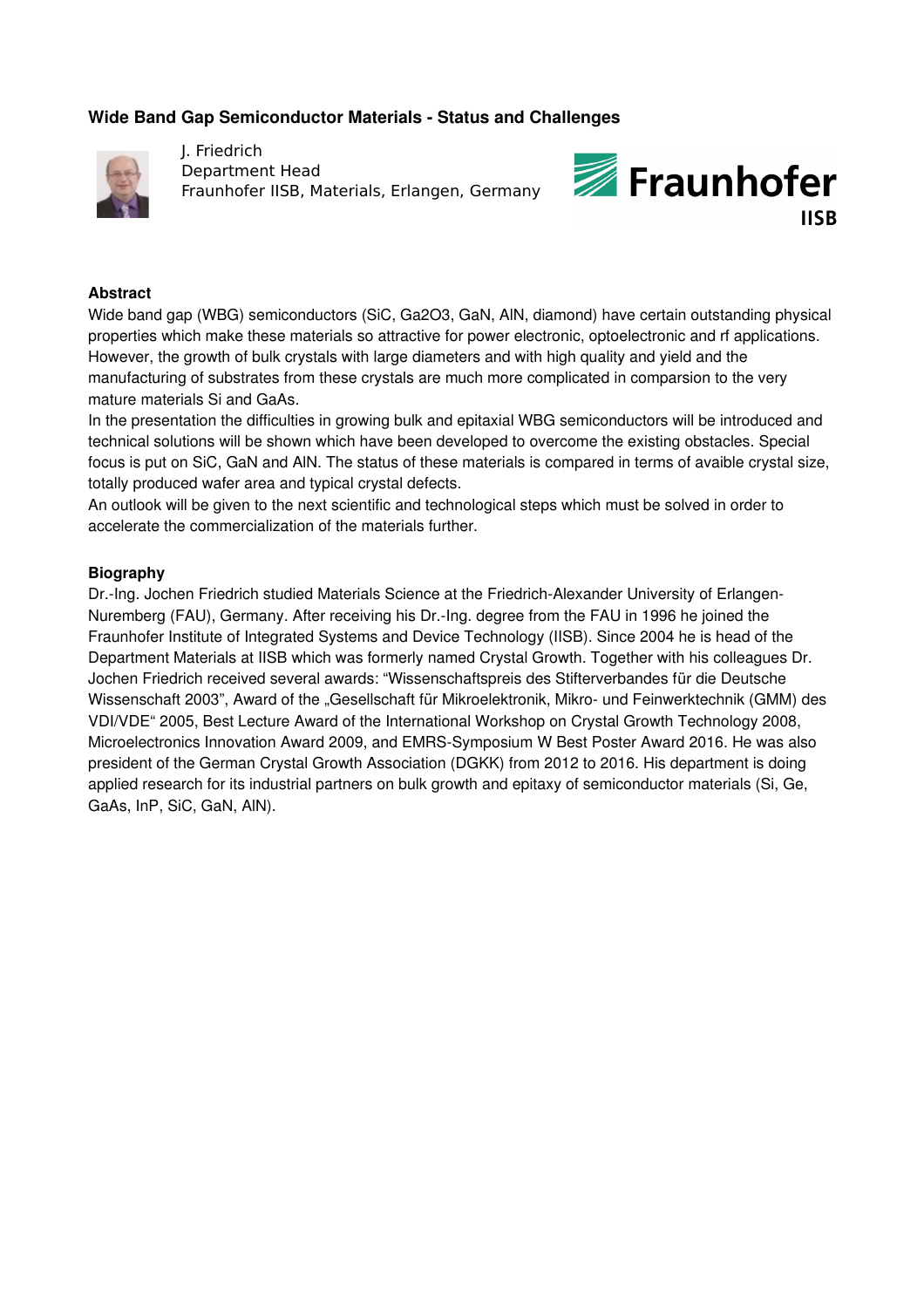## Wide Band Gap Semiconductor Materials - Status and Challenges

J. Friedrich
Department Head
Fraunhofer IISB, Materials, Erlangen, Germany

### Abstract

Wide band gap (WBG) semiconductors (SiC, $Ga_2O_3$, GaN, AlN, diamond) have certain outstanding physical properties which make these materials so attractive for power electronic, optoelectronic and rf applications. However, the growth of bulk crystals with large diameters and with high quality and yield and the manufacturing of substrates from these crystals are much more complicated in comparsion to the very mature materials Si and GaAs.

In the presentation the difficulties in growing bulk and epitaxial WBG semiconductors will be introduced and technical solutions will be shown which have been developed to overcome the existing obstacles. Special focus is put on SiC, GaN and AlN. The status of these materials is compared in terms of avaible crystal size, totally produced wafer area and typical crystal defects.

An outlook will be given to the next scientific and technological steps which must be solved in order to accelerate the commercialization of the materials further.

### Biography

Dr.-Ing. Jochen Friedrich studied Materials Science at the Friedrich-Alexander University of Erlangen-Nuremberg (FAU), Germany. After receiving his Dr.-Ing. degree from the FAU in 1996 he joined the Fraunhofer Institute of Integrated Systems and Device Technology (IISB). Since 2004 he is head of the Department Materials at IISB which was formerly named Crystal Growth. Together with his colleagues Dr. Jochen Friedrich received several awards: "Wissenschaftspreis des Stifterverbandes für die Deutsche Wissenschaft 2003", Award of the „Gesellschaft für Mikroelektronik, Mikro- und Feinwerktechnik (GMM) des VDI/VDE" 2005, Best Lecture Award of the International Workshop on Crystal Growth Technology 2008, Microelectronics Innovation Award 2009, and EMRS-Symposium W Best Poster Award 2016. He was also president of the German Crystal Growth Association (DGKK) from 2012 to 2016. His department is doing applied research for its industrial partners on bulk growth and epitaxy of semiconductor materials (Si, Ge, GaAs, InP, SiC, GaN, AlN).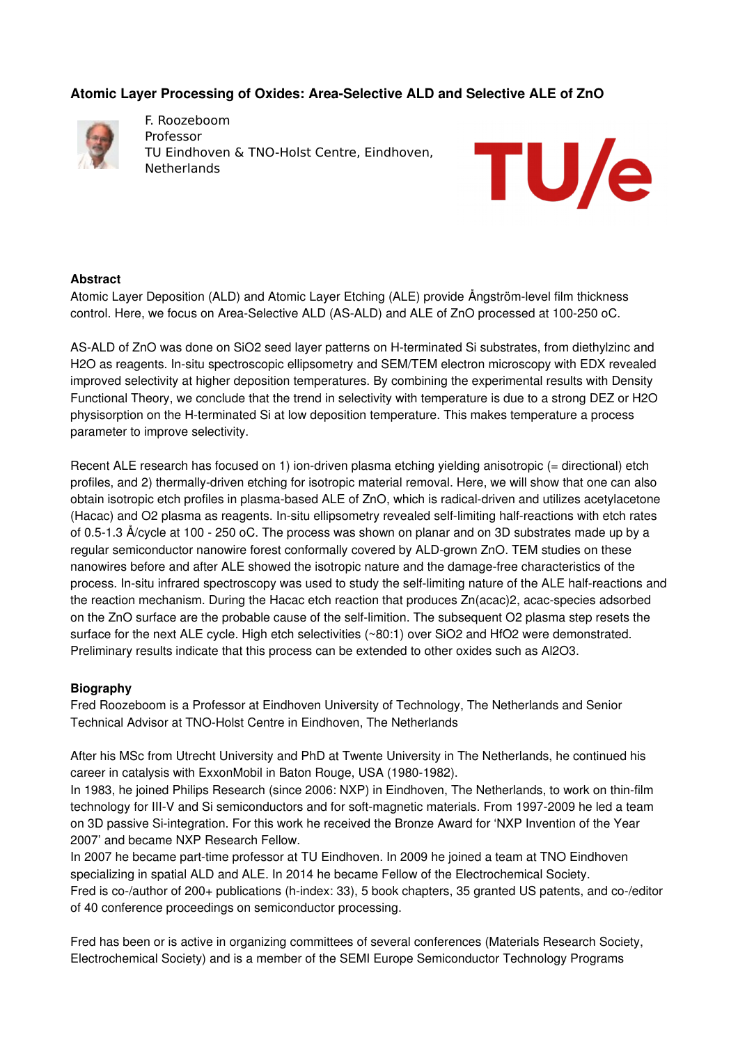## Atomic Layer Processing of Oxides: Area-Selective ALD and Selective ALE of ZnO

F. Roozeboom
Professor
TU Eindhoven & TNO-Holst Centre, Eindhoven, Netherlands

TU/e

### Abstract

Atomic Layer Deposition (ALD) and Atomic Layer Etching (ALE) provide Ångström-level film thickness control. Here, we focus on Area-Selective ALD (AS-ALD) and ALE of ZnO processed at 100-250 oC.

AS-ALD of ZnO was done on $SiO_2$ seed layer patterns on H-terminated Si substrates, from diethylzinc and $H_2O$ as reagents. In-situ spectroscopic ellipsometry and SEM/TEM electron microscopy with EDX revealed improved selectivity at higher deposition temperatures. By combining the experimental results with Density Functional Theory, we conclude that the trend in selectivity with temperature is due to a strong DEZ or $H_2O$ physisorption on the H-terminated Si at low deposition temperature. This makes temperature a process parameter to improve selectivity.

Recent ALE research has focused on 1) ion-driven plasma etching yielding anisotropic (= directional) etch profiles, and 2) thermally-driven etching for isotropic material removal. Here, we will show that one can also obtain isotropic etch profiles in plasma-based ALE of ZnO, which is radical-driven and utilizes acetylacetone (Hacac) and $O_2$ plasma as reagents. In-situ ellipsometry revealed self-limiting half-reactions with etch rates of 0.5-1.3 Å/cycle at 100 - 250 oC. The process was shown on planar and on 3D substrates made up by a regular semiconductor nanowire forest conformally covered by ALD-grown ZnO. TEM studies on these nanowires before and after ALE showed the isotropic nature and the damage-free characteristics of the process. In-situ infrared spectroscopy was used to study the self-limiting nature of the ALE half-reactions and the reaction mechanism. During the Hacac etch reaction that produces $Zn(acac)_2$, acac-species adsorbed on the ZnO surface are the probable cause of the self-limition. The subsequent $O_2$ plasma step resets the surface for the next ALE cycle. High etch selectivities (~80:1) over $SiO_2$ and $HfO_2$ were demonstrated. Preliminary results indicate that this process can be extended to other oxides such as $Al_2O_3$.

### Biography

Fred Roozeboom is a Professor at Eindhoven University of Technology, The Netherlands and Senior Technical Advisor at TNO-Holst Centre in Eindhoven, The Netherlands

After his MSc from Utrecht University and PhD at Twente University in The Netherlands, he continued his career in catalysis with ExxonMobil in Baton Rouge, USA (1980-1982).
In 1983, he joined Philips Research (since 2006: NXP) in Eindhoven, The Netherlands, to work on thin-film technology for III-V and Si semiconductors and for soft-magnetic materials. From 1997-2009 he led a team on 3D passive Si-integration. For this work he received the Bronze Award for 'NXP Invention of the Year 2007' and became NXP Research Fellow.
In 2007 he became part-time professor at TU Eindhoven. In 2009 he joined a team at TNO Eindhoven specializing in spatial ALD and ALE. In 2014 he became Fellow of the Electrochemical Society.
Fred is co-/author of 200+ publications (h-index: 33), 5 book chapters, 35 granted US patents, and co-/editor of 40 conference proceedings on semiconductor processing.

Fred has been or is active in organizing committees of several conferences (Materials Research Society, Electrochemical Society) and is a member of the SEMI Europe Semiconductor Technology Programs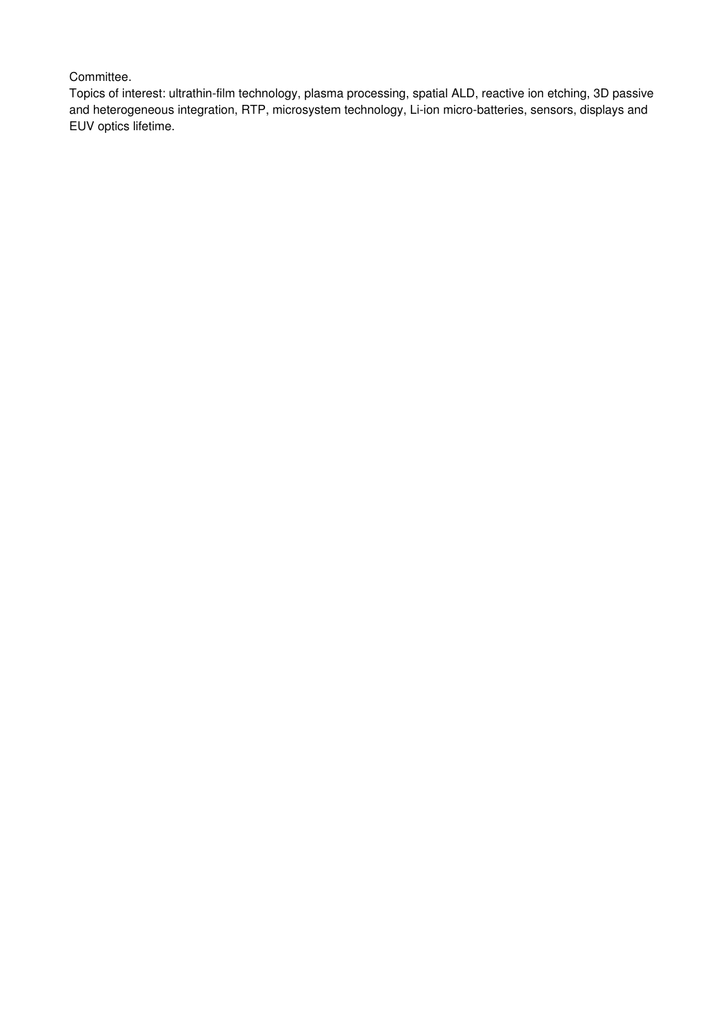Committee.

Topics of interest: ultrathin-film technology, plasma processing, spatial ALD, reactive ion etching, 3D passive and heterogeneous integration, RTP, microsystem technology, Li-ion micro-batteries, sensors, displays and EUV optics lifetime.